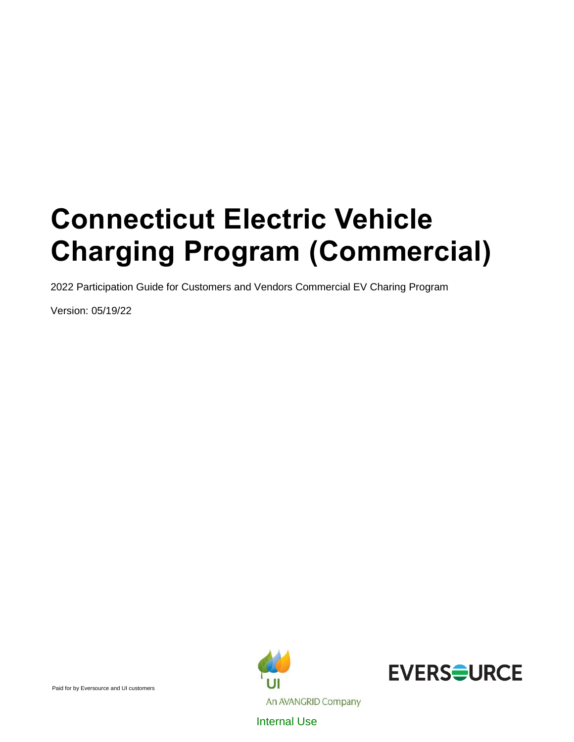# Connecticut Electric Vehicle Charging Program (Commercial)

2022 Participation Guide for Customers and Vendors Commercial EV Charing Program

Version: 05/19/22

Paid for by Eversource and UI customers

UI

An AVANGRID Company

EVERSOURCE

Internal Use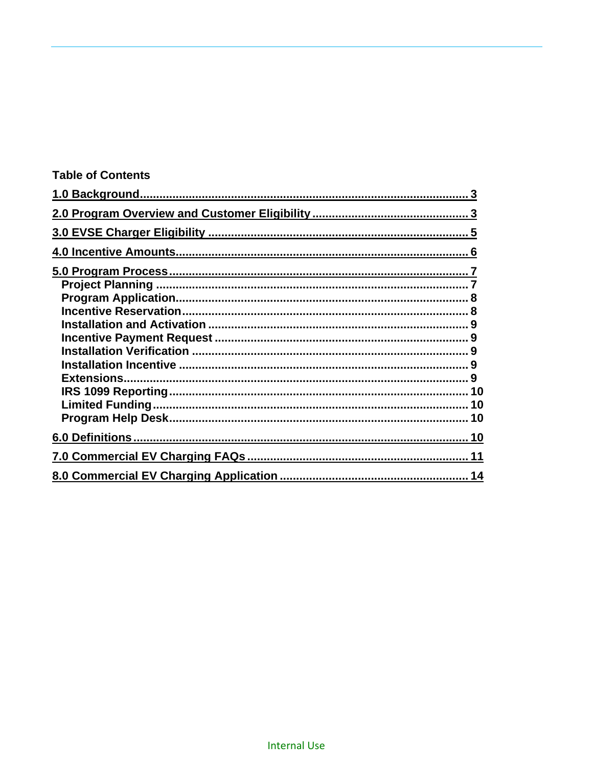**Table of Contents**

1.0 Background ... 3

2.0 Program Overview and Customer Eligibility ... 3

3.0 EVSE Charger Eligibility ... 5

4.0 Incentive Amounts ... 6

5.0 Program Process ... 7
- Project Planning ... 7
- Program Application ... 8
- Incentive Reservation ... 8
- Installation and Activation ... 9
- Incentive Payment Request ... 9
- Installation Verification ... 9
- Installation Incentive ... 9
- Extensions ... 9
- IRS 1099 Reporting ... 10
- Limited Funding ... 10
- Program Help Desk ... 10

6.0 Definitions ... 10

7.0 Commercial EV Charging FAQs ... 11

8.0 Commercial EV Charging Application ... 14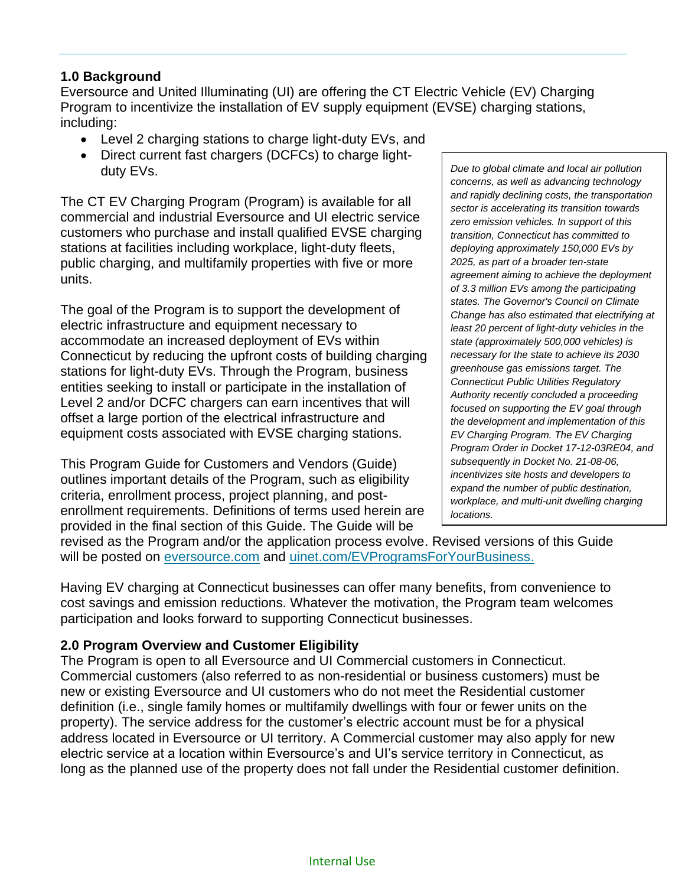## 1.0 Background

Eversource and United Illuminating (UI) are offering the CT Electric Vehicle (EV) Charging Program to incentivize the installation of EV supply equipment (EVSE) charging stations, including:

- Level 2 charging stations to charge light-duty EVs, and
- Direct current fast chargers (DCFCs) to charge light-duty EVs.

The CT EV Charging Program (Program) is available for all commercial and industrial Eversource and UI electric service customers who purchase and install qualified EVSE charging stations at facilities including workplace, light-duty fleets, public charging, and multifamily properties with five or more units.

The goal of the Program is to support the development of electric infrastructure and equipment necessary to accommodate an increased deployment of EVs within Connecticut by reducing the upfront costs of building charging stations for light-duty EVs. Through the Program, business entities seeking to install or participate in the installation of Level 2 and/or DCFC chargers can earn incentives that will offset a large portion of the electrical infrastructure and equipment costs associated with EVSE charging stations.

This Program Guide for Customers and Vendors (Guide) outlines important details of the Program, such as eligibility criteria, enrollment process, project planning, and post-enrollment requirements. Definitions of terms used herein are provided in the final section of this Guide. The Guide will be revised as the Program and/or the application process evolve. Revised versions of this Guide will be posted on [eversource.com](eversource.com) and [uinet.com/EVProgramsForYourBusiness.](uinet.com/EVProgramsForYourBusiness)

> *Due to global climate and local air pollution concerns, as well as advancing technology and rapidly declining costs, the transportation sector is accelerating its transition towards zero emission vehicles. In support of this transition, Connecticut has committed to deploying approximately 150,000 EVs by 2025, as part of a broader ten-state agreement aiming to achieve the deployment of 3.3 million EVs among the participating states. The Governor's Council on Climate Change has also estimated that electrifying at least 20 percent of light-duty vehicles in the state (approximately 500,000 vehicles) is necessary for the state to achieve its 2030 greenhouse gas emissions target. The Connecticut Public Utilities Regulatory Authority recently concluded a proceeding focused on supporting the EV goal through the development and implementation of this EV Charging Program. The EV Charging Program Order in Docket 17-12-03RE04, and subsequently in Docket No. 21-08-06, incentivizes site hosts and developers to expand the number of public destination, workplace, and multi-unit dwelling charging locations.*

Having EV charging at Connecticut businesses can offer many benefits, from convenience to cost savings and emission reductions. Whatever the motivation, the Program team welcomes participation and looks forward to supporting Connecticut businesses.

## 2.0 Program Overview and Customer Eligibility

The Program is open to all Eversource and UI Commercial customers in Connecticut. Commercial customers (also referred to as non-residential or business customers) must be new or existing Eversource and UI customers who do not meet the Residential customer definition (i.e., single family homes or multifamily dwellings with four or fewer units on the property). The service address for the customer's electric account must be for a physical address located in Eversource or UI territory. A Commercial customer may also apply for new electric service at a location within Eversource's and UI's service territory in Connecticut, as long as the planned use of the property does not fall under the Residential customer definition.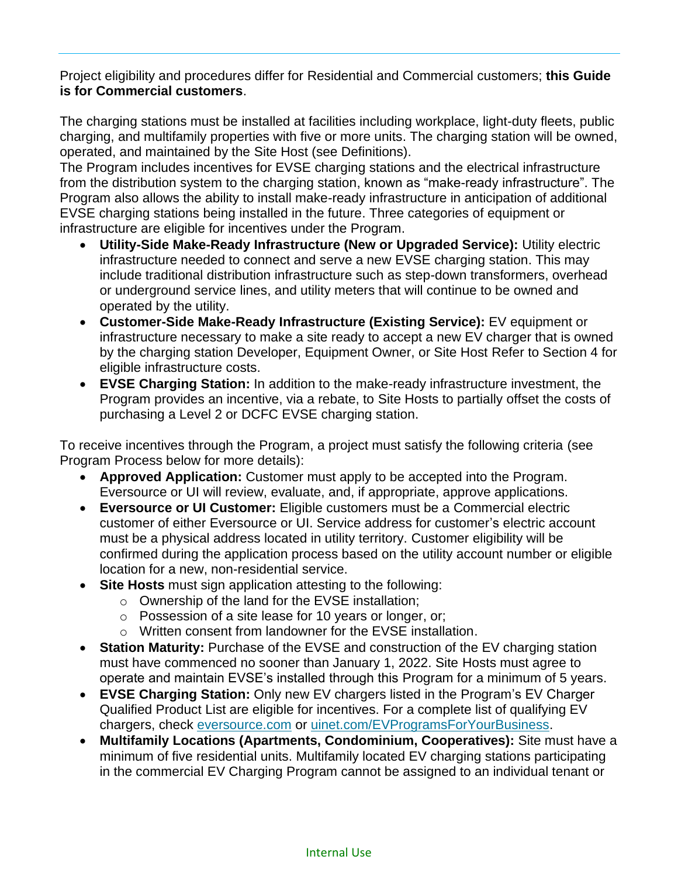Project eligibility and procedures differ for Residential and Commercial customers; **this Guide is for Commercial customers**.

The charging stations must be installed at facilities including workplace, light-duty fleets, public charging, and multifamily properties with five or more units. The charging station will be owned, operated, and maintained by the Site Host (see Definitions).
The Program includes incentives for EVSE charging stations and the electrical infrastructure from the distribution system to the charging station, known as "make-ready infrastructure". The Program also allows the ability to install make-ready infrastructure in anticipation of additional EVSE charging stations being installed in the future. Three categories of equipment or infrastructure are eligible for incentives under the Program.

- **Utility-Side Make-Ready Infrastructure (New or Upgraded Service):** Utility electric infrastructure needed to connect and serve a new EVSE charging station. This may include traditional distribution infrastructure such as step-down transformers, overhead or underground service lines, and utility meters that will continue to be owned and operated by the utility.
- **Customer-Side Make-Ready Infrastructure (Existing Service):** EV equipment or infrastructure necessary to make a site ready to accept a new EV charger that is owned by the charging station Developer, Equipment Owner, or Site Host Refer to Section 4 for eligible infrastructure costs.
- **EVSE Charging Station:** In addition to the make-ready infrastructure investment, the Program provides an incentive, via a rebate, to Site Hosts to partially offset the costs of purchasing a Level 2 or DCFC EVSE charging station.

To receive incentives through the Program, a project must satisfy the following criteria (see Program Process below for more details):

- **Approved Application:** Customer must apply to be accepted into the Program. Eversource or UI will review, evaluate, and, if appropriate, approve applications.
- **Eversource or UI Customer:** Eligible customers must be a Commercial electric customer of either Eversource or UI. Service address for customer's electric account must be a physical address located in utility territory. Customer eligibility will be confirmed during the application process based on the utility account number or eligible location for a new, non-residential service.
- **Site Hosts** must sign application attesting to the following:
  - Ownership of the land for the EVSE installation;
  - Possession of a site lease for 10 years or longer, or;
  - Written consent from landowner for the EVSE installation.
- **Station Maturity:** Purchase of the EVSE and construction of the EV charging station must have commenced no sooner than January 1, 2022. Site Hosts must agree to operate and maintain EVSE's installed through this Program for a minimum of 5 years.
- **EVSE Charging Station:** Only new EV chargers listed in the Program's EV Charger Qualified Product List are eligible for incentives. For a complete list of qualifying EV chargers, check [eversource.com](eversource.com) or [uinet.com/EVProgramsForYourBusiness](uinet.com/EVProgramsForYourBusiness).
- **Multifamily Locations (Apartments, Condominium, Cooperatives):** Site must have a minimum of five residential units. Multifamily located EV charging stations participating in the commercial EV Charging Program cannot be assigned to an individual tenant or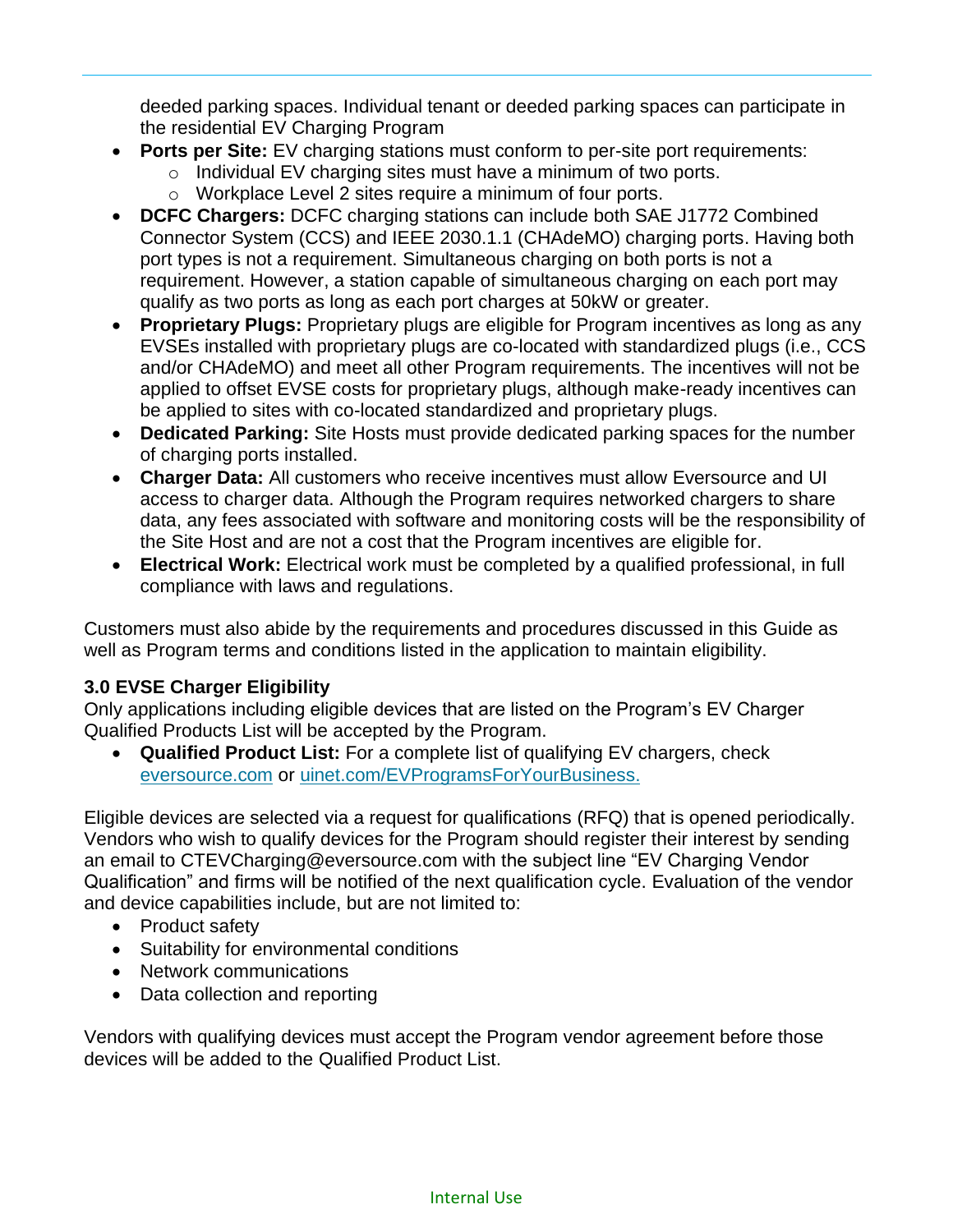deeded parking spaces. Individual tenant or deeded parking spaces can participate in the residential EV Charging Program

- **Ports per Site:** EV charging stations must conform to per-site port requirements:
  - Individual EV charging sites must have a minimum of two ports.
  - Workplace Level 2 sites require a minimum of four ports.
- **DCFC Chargers:** DCFC charging stations can include both SAE J1772 Combined Connector System (CCS) and IEEE 2030.1.1 (CHAdeMO) charging ports. Having both port types is not a requirement. Simultaneous charging on both ports is not a requirement. However, a station capable of simultaneous charging on each port may qualify as two ports as long as each port charges at 50kW or greater.
- **Proprietary Plugs:** Proprietary plugs are eligible for Program incentives as long as any EVSEs installed with proprietary plugs are co-located with standardized plugs (i.e., CCS and/or CHAdeMO) and meet all other Program requirements. The incentives will not be applied to offset EVSE costs for proprietary plugs, although make-ready incentives can be applied to sites with co-located standardized and proprietary plugs.
- **Dedicated Parking:** Site Hosts must provide dedicated parking spaces for the number of charging ports installed.
- **Charger Data:** All customers who receive incentives must allow Eversource and UI access to charger data. Although the Program requires networked chargers to share data, any fees associated with software and monitoring costs will be the responsibility of the Site Host and are not a cost that the Program incentives are eligible for.
- **Electrical Work:** Electrical work must be completed by a qualified professional, in full compliance with laws and regulations.

Customers must also abide by the requirements and procedures discussed in this Guide as well as Program terms and conditions listed in the application to maintain eligibility.

### 3.0 EVSE Charger Eligibility

Only applications including eligible devices that are listed on the Program's EV Charger Qualified Products List will be accepted by the Program.

- **Qualified Product List:** For a complete list of qualifying EV chargers, check eversource.com or uinet.com/EVProgramsForYourBusiness.

Eligible devices are selected via a request for qualifications (RFQ) that is opened periodically. Vendors who wish to qualify devices for the Program should register their interest by sending an email to CTEVCharging@eversource.com with the subject line "EV Charging Vendor Qualification" and firms will be notified of the next qualification cycle. Evaluation of the vendor and device capabilities include, but are not limited to:

- Product safety
- Suitability for environmental conditions
- Network communications
- Data collection and reporting

Vendors with qualifying devices must accept the Program vendor agreement before those devices will be added to the Qualified Product List.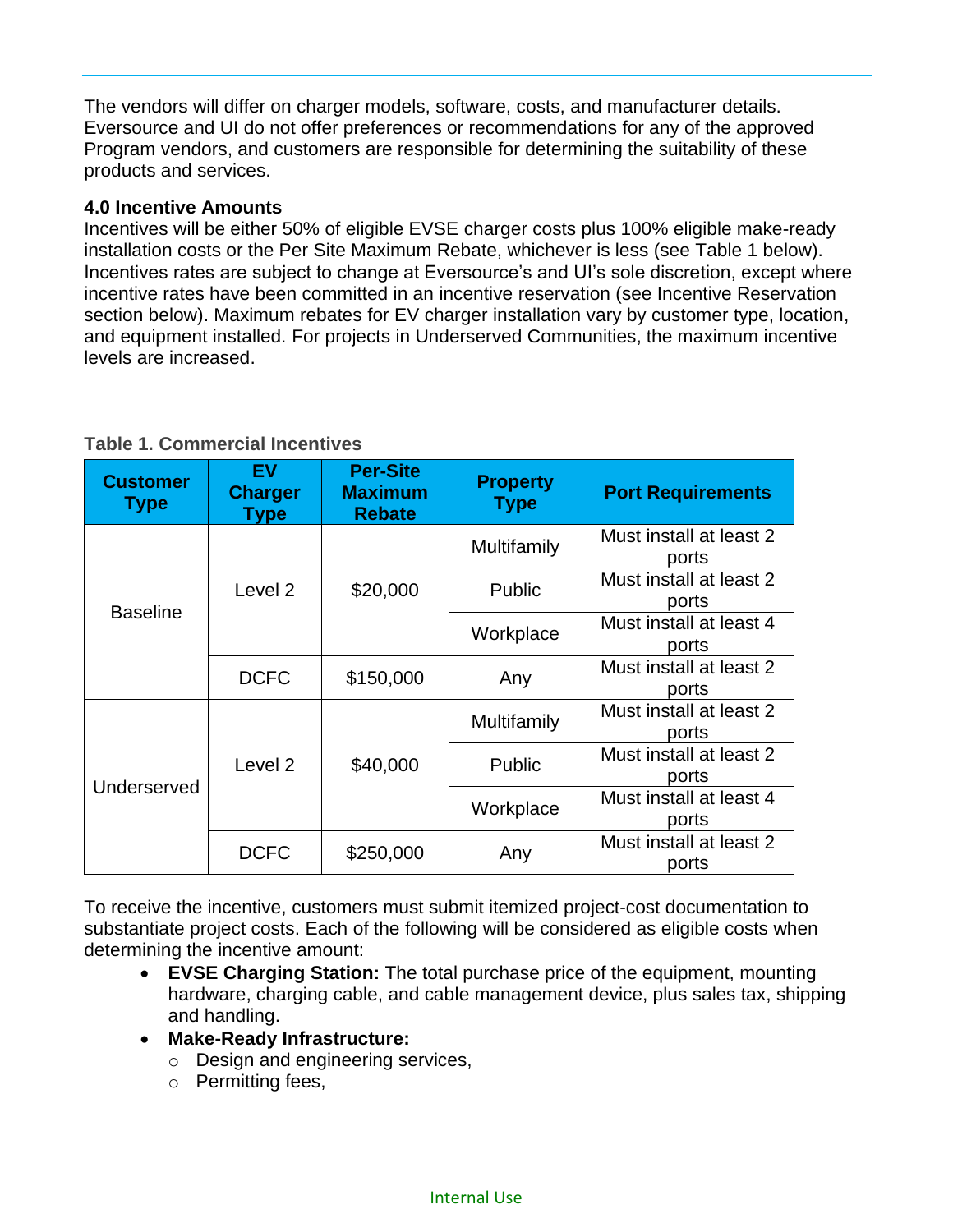The vendors will differ on charger models, software, costs, and manufacturer details. Eversource and UI do not offer preferences or recommendations for any of the approved Program vendors, and customers are responsible for determining the suitability of these products and services.

### 4.0 Incentive Amounts

Incentives will be either 50% of eligible EVSE charger costs plus 100% eligible make-ready installation costs or the Per Site Maximum Rebate, whichever is less (see Table 1 below). Incentives rates are subject to change at Eversource's and UI's sole discretion, except where incentive rates have been committed in an incentive reservation (see Incentive Reservation section below). Maximum rebates for EV charger installation vary by customer type, location, and equipment installed. For projects in Underserved Communities, the maximum incentive levels are increased.

**Table 1. Commercial Incentives**

| Customer Type | EV Charger Type | Per-Site Maximum Rebate | Property Type | Port Requirements |
|---|---|---|---|---|
| Baseline | Level 2 | $20,000 | Multifamily | Must install at least 2 ports |
| | | | Public | Must install at least 2 ports |
| | | | Workplace | Must install at least 4 ports |
| | DCFC | $150,000 | Any | Must install at least 2 ports |
| Underserved | Level 2 | $40,000 | Multifamily | Must install at least 2 ports |
| | | | Public | Must install at least 2 ports |
| | | | Workplace | Must install at least 4 ports |
| | DCFC | $250,000 | Any | Must install at least 2 ports |

To receive the incentive, customers must submit itemized project-cost documentation to substantiate project costs. Each of the following will be considered as eligible costs when determining the incentive amount:

- **EVSE Charging Station:** The total purchase price of the equipment, mounting hardware, charging cable, and cable management device, plus sales tax, shipping and handling.
- **Make-Ready Infrastructure:**
  - Design and engineering services,
  - Permitting fees,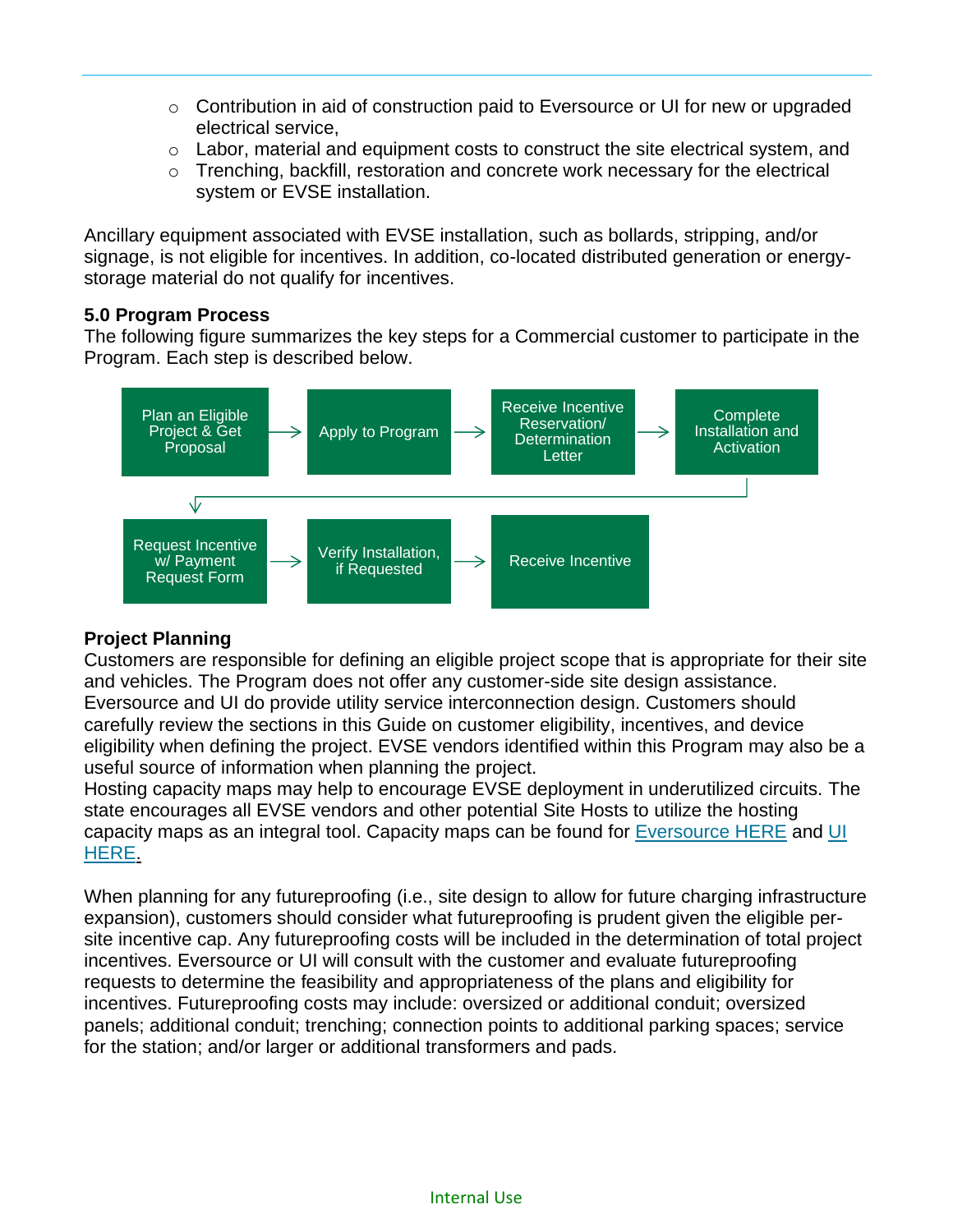- Contribution in aid of construction paid to Eversource or UI for new or upgraded electrical service,
- Labor, material and equipment costs to construct the site electrical system, and
- Trenching, backfill, restoration and concrete work necessary for the electrical system or EVSE installation.

Ancillary equipment associated with EVSE installation, such as bollards, stripping, and/or signage, is not eligible for incentives. In addition, co-located distributed generation or energy-storage material do not qualify for incentives.

**5.0 Program Process**

The following figure summarizes the key steps for a Commercial customer to participate in the Program. Each step is described below.

Plan an Eligible Project & Get Proposal → Apply to Program → Receive Incentive Reservation/ Determination Letter → Complete Installation and Activation → Request Incentive w/ Payment Request Form → Verify Installation, if Requested → Receive Incentive

**Project Planning**

Customers are responsible for defining an eligible project scope that is appropriate for their site and vehicles. The Program does not offer any customer-side site design assistance. Eversource and UI do provide utility service interconnection design. Customers should carefully review the sections in this Guide on customer eligibility, incentives, and device eligibility when defining the project. EVSE vendors identified within this Program may also be a useful source of information when planning the project.

Hosting capacity maps may help to encourage EVSE deployment in underutilized circuits. The state encourages all EVSE vendors and other potential Site Hosts to utilize the hosting capacity maps as an integral tool. Capacity maps can be found for Eversource HERE and UI HERE.

When planning for any futureproofing (i.e., site design to allow for future charging infrastructure expansion), customers should consider what futureproofing is prudent given the eligible per-site incentive cap. Any futureproofing costs will be included in the determination of total project incentives. Eversource or UI will consult with the customer and evaluate futureproofing requests to determine the feasibility and appropriateness of the plans and eligibility for incentives. Futureproofing costs may include: oversized or additional conduit; oversized panels; additional conduit; trenching; connection points to additional parking spaces; service for the station; and/or larger or additional transformers and pads.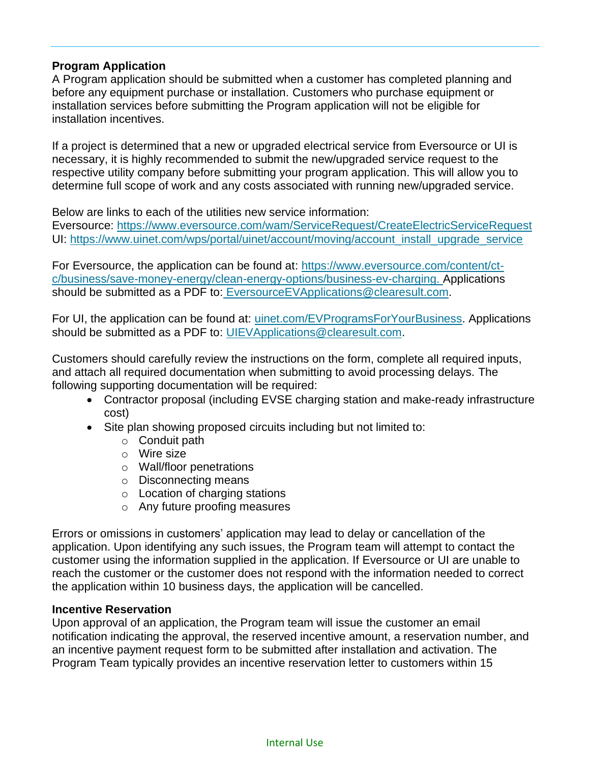**Program Application**

A Program application should be submitted when a customer has completed planning and before any equipment purchase or installation. Customers who purchase equipment or installation services before submitting the Program application will not be eligible for installation incentives.

If a project is determined that a new or upgraded electrical service from Eversource or UI is necessary, it is highly recommended to submit the new/upgraded service request to the respective utility company before submitting your program application. This will allow you to determine full scope of work and any costs associated with running new/upgraded service.

Below are links to each of the utilities new service information:
Eversource: https://www.eversource.com/wam/ServiceRequest/CreateElectricServiceRequest
UI: https://www.uinet.com/wps/portal/uinet/account/moving/account_install_upgrade_service

For Eversource, the application can be found at: https://www.eversource.com/content/ct-c/business/save-money-energy/clean-energy-options/business-ev-charging. Applications should be submitted as a PDF to: EversourceEVApplications@clearesult.com.

For UI, the application can be found at: uinet.com/EVProgramsForYourBusiness. Applications should be submitted as a PDF to: UIEVApplications@clearesult.com.

Customers should carefully review the instructions on the form, complete all required inputs, and attach all required documentation when submitting to avoid processing delays. The following supporting documentation will be required:

- Contractor proposal (including EVSE charging station and make-ready infrastructure cost)
- Site plan showing proposed circuits including but not limited to:
  - Conduit path
  - Wire size
  - Wall/floor penetrations
  - Disconnecting means
  - Location of charging stations
  - Any future proofing measures

Errors or omissions in customers' application may lead to delay or cancellation of the application. Upon identifying any such issues, the Program team will attempt to contact the customer using the information supplied in the application. If Eversource or UI are unable to reach the customer or the customer does not respond with the information needed to correct the application within 10 business days, the application will be cancelled.

**Incentive Reservation**

Upon approval of an application, the Program team will issue the customer an email notification indicating the approval, the reserved incentive amount, a reservation number, and an incentive payment request form to be submitted after installation and activation. The Program Team typically provides an incentive reservation letter to customers within 15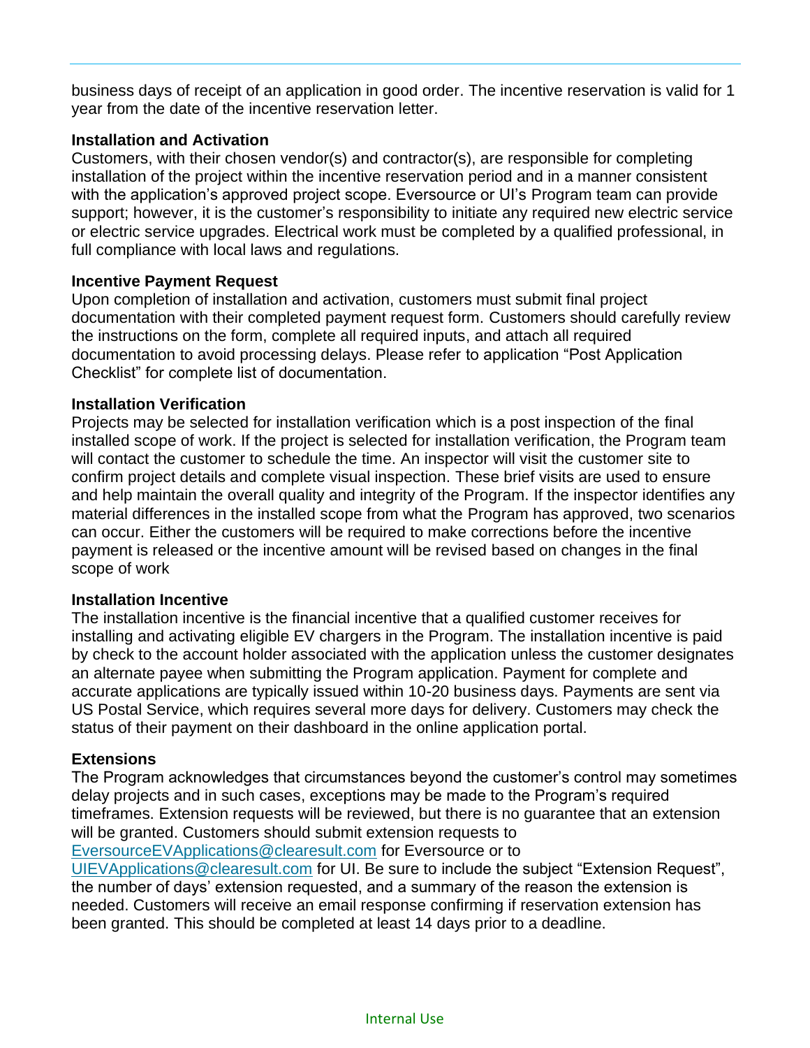business days of receipt of an application in good order. The incentive reservation is valid for 1 year from the date of the incentive reservation letter.

**Installation and Activation**

Customers, with their chosen vendor(s) and contractor(s), are responsible for completing installation of the project within the incentive reservation period and in a manner consistent with the application's approved project scope. Eversource or UI's Program team can provide support; however, it is the customer's responsibility to initiate any required new electric service or electric service upgrades. Electrical work must be completed by a qualified professional, in full compliance with local laws and regulations.

**Incentive Payment Request**

Upon completion of installation and activation, customers must submit final project documentation with their completed payment request form. Customers should carefully review the instructions on the form, complete all required inputs, and attach all required documentation to avoid processing delays. Please refer to application "Post Application Checklist" for complete list of documentation.

**Installation Verification**

Projects may be selected for installation verification which is a post inspection of the final installed scope of work. If the project is selected for installation verification, the Program team will contact the customer to schedule the time. An inspector will visit the customer site to confirm project details and complete visual inspection. These brief visits are used to ensure and help maintain the overall quality and integrity of the Program. If the inspector identifies any material differences in the installed scope from what the Program has approved, two scenarios can occur. Either the customers will be required to make corrections before the incentive payment is released or the incentive amount will be revised based on changes in the final scope of work

**Installation Incentive**

The installation incentive is the financial incentive that a qualified customer receives for installing and activating eligible EV chargers in the Program. The installation incentive is paid by check to the account holder associated with the application unless the customer designates an alternate payee when submitting the Program application. Payment for complete and accurate applications are typically issued within 10-20 business days. Payments are sent via US Postal Service, which requires several more days for delivery. Customers may check the status of their payment on their dashboard in the online application portal.

**Extensions**

The Program acknowledges that circumstances beyond the customer's control may sometimes delay projects and in such cases, exceptions may be made to the Program's required timeframes. Extension requests will be reviewed, but there is no guarantee that an extension will be granted. Customers should submit extension requests to EversourceEVApplications@clearesult.com for Eversource or to UIEVApplications@clearesult.com for UI. Be sure to include the subject "Extension Request", the number of days' extension requested, and a summary of the reason the extension is needed. Customers will receive an email response confirming if reservation extension has been granted. This should be completed at least 14 days prior to a deadline.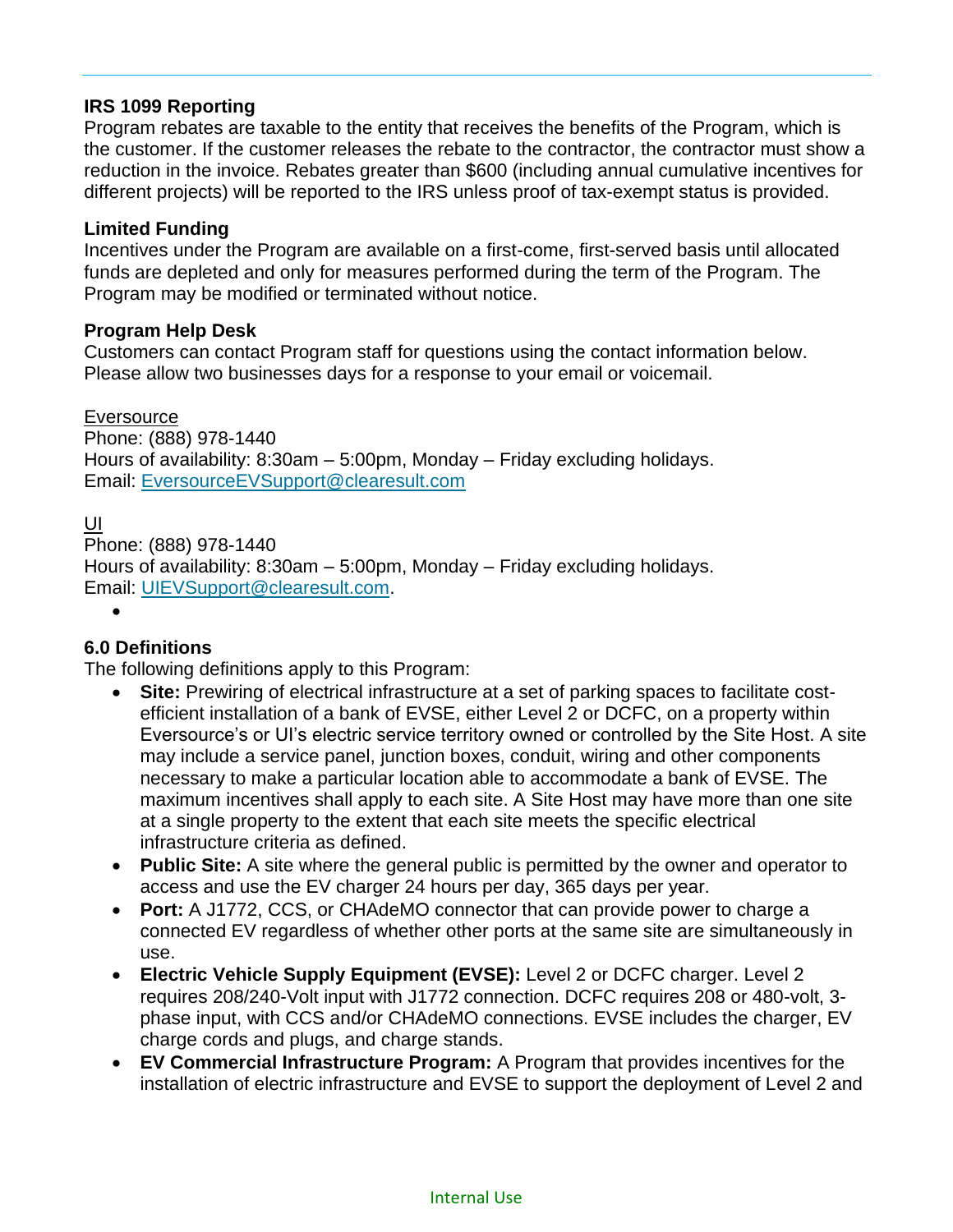**IRS 1099 Reporting**

Program rebates are taxable to the entity that receives the benefits of the Program, which is the customer. If the customer releases the rebate to the contractor, the contractor must show a reduction in the invoice. Rebates greater than $600 (including annual cumulative incentives for different projects) will be reported to the IRS unless proof of tax-exempt status is provided.

**Limited Funding**

Incentives under the Program are available on a first-come, first-served basis until allocated funds are depleted and only for measures performed during the term of the Program. The Program may be modified or terminated without notice.

**Program Help Desk**

Customers can contact Program staff for questions using the contact information below. Please allow two businesses days for a response to your email or voicemail.

Eversource
Phone: (888) 978-1440
Hours of availability: 8:30am – 5:00pm, Monday – Friday excluding holidays.
Email: EversourceEVSupport@clearesult.com

UI
Phone: (888) 978-1440
Hours of availability: 8:30am – 5:00pm, Monday – Friday excluding holidays.
Email: UIEVSupport@clearesult.com.

## 6.0 Definitions

The following definitions apply to this Program:

- **Site:** Prewiring of electrical infrastructure at a set of parking spaces to facilitate cost-efficient installation of a bank of EVSE, either Level 2 or DCFC, on a property within Eversource's or UI's electric service territory owned or controlled by the Site Host. A site may include a service panel, junction boxes, conduit, wiring and other components necessary to make a particular location able to accommodate a bank of EVSE. The maximum incentives shall apply to each site. A Site Host may have more than one site at a single property to the extent that each site meets the specific electrical infrastructure criteria as defined.
- **Public Site:** A site where the general public is permitted by the owner and operator to access and use the EV charger 24 hours per day, 365 days per year.
- **Port:** A J1772, CCS, or CHAdeMO connector that can provide power to charge a connected EV regardless of whether other ports at the same site are simultaneously in use.
- **Electric Vehicle Supply Equipment (EVSE):** Level 2 or DCFC charger. Level 2 requires 208/240-Volt input with J1772 connection. DCFC requires 208 or 480-volt, 3-phase input, with CCS and/or CHAdeMO connections. EVSE includes the charger, EV charge cords and plugs, and charge stands.
- **EV Commercial Infrastructure Program:** A Program that provides incentives for the installation of electric infrastructure and EVSE to support the deployment of Level 2 and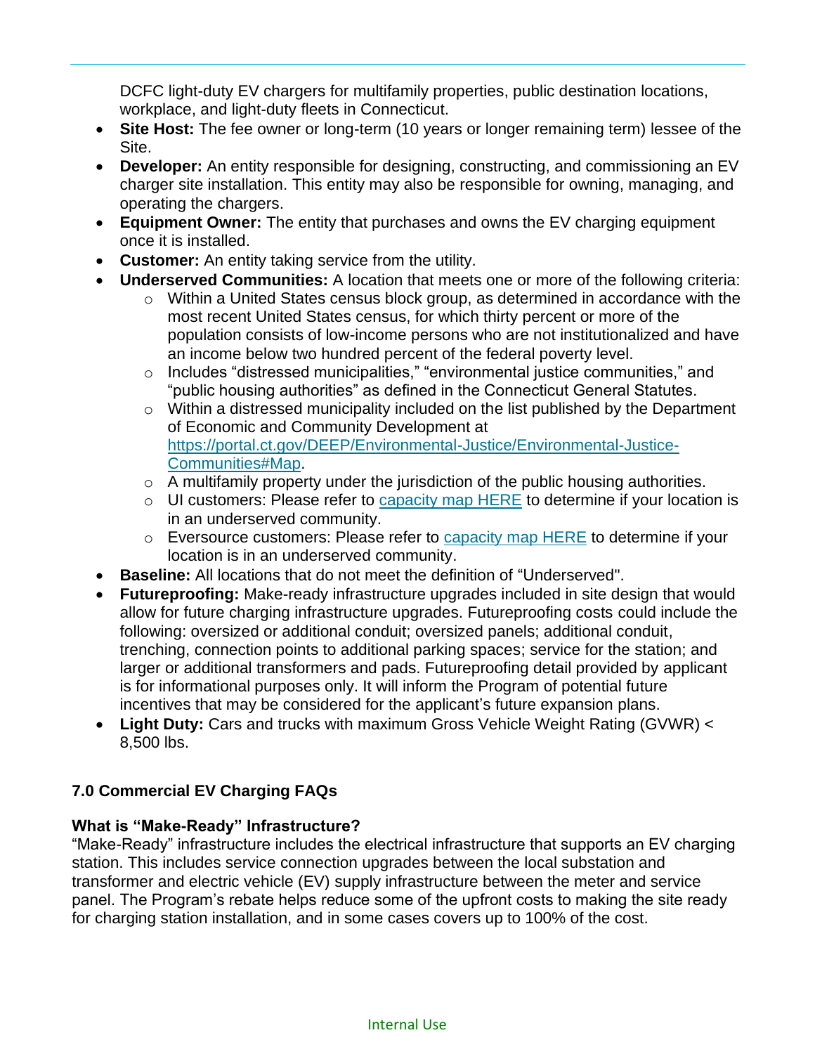DCFC light-duty EV chargers for multifamily properties, public destination locations, workplace, and light-duty fleets in Connecticut.

- **Site Host:** The fee owner or long-term (10 years or longer remaining term) lessee of the Site.
- **Developer:** An entity responsible for designing, constructing, and commissioning an EV charger site installation. This entity may also be responsible for owning, managing, and operating the chargers.
- **Equipment Owner:** The entity that purchases and owns the EV charging equipment once it is installed.
- **Customer:** An entity taking service from the utility.
- **Underserved Communities:** A location that meets one or more of the following criteria:
  - Within a United States census block group, as determined in accordance with the most recent United States census, for which thirty percent or more of the population consists of low-income persons who are not institutionalized and have an income below two hundred percent of the federal poverty level.
  - Includes "distressed municipalities," "environmental justice communities," and "public housing authorities" as defined in the Connecticut General Statutes.
  - Within a distressed municipality included on the list published by the Department of Economic and Community Development at [https://portal.ct.gov/DEEP/Environmental-Justice/Environmental-Justice-Communities#Map](https://portal.ct.gov/DEEP/Environmental-Justice/Environmental-Justice-Communities#Map).
  - A multifamily property under the jurisdiction of the public housing authorities.
  - UI customers: Please refer to capacity map HERE to determine if your location is in an underserved community.
  - Eversource customers: Please refer to capacity map HERE to determine if your location is in an underserved community.
- **Baseline:** All locations that do not meet the definition of "Underserved".
- **Futureproofing:** Make-ready infrastructure upgrades included in site design that would allow for future charging infrastructure upgrades. Futureproofing costs could include the following: oversized or additional conduit; oversized panels; additional conduit, trenching, connection points to additional parking spaces; service for the station; and larger or additional transformers and pads. Futureproofing detail provided by applicant is for informational purposes only. It will inform the Program of potential future incentives that may be considered for the applicant's future expansion plans.
- **Light Duty:** Cars and trucks with maximum Gross Vehicle Weight Rating (GVWR) < 8,500 lbs.

## 7.0 Commercial EV Charging FAQs

### What is "Make-Ready" Infrastructure?

"Make-Ready" infrastructure includes the electrical infrastructure that supports an EV charging station. This includes service connection upgrades between the local substation and transformer and electric vehicle (EV) supply infrastructure between the meter and service panel. The Program's rebate helps reduce some of the upfront costs to making the site ready for charging station installation, and in some cases covers up to 100% of the cost.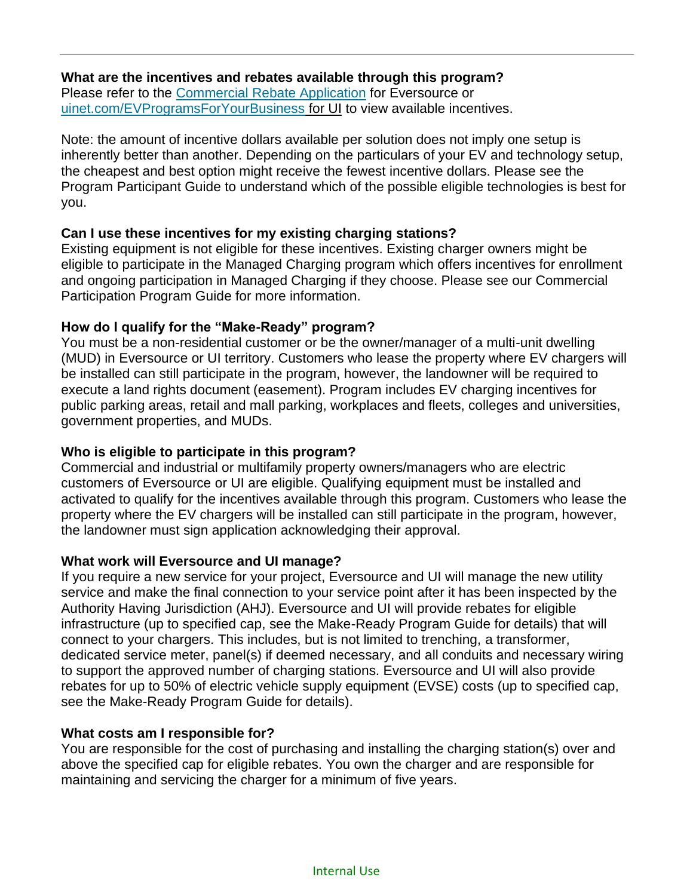**What are the incentives and rebates available through this program?**
Please refer to the [Commercial Rebate Application](#) for Eversource or [uinet.com/EVProgramsForYourBusiness for UI](#) to view available incentives.

Note: the amount of incentive dollars available per solution does not imply one setup is inherently better than another. Depending on the particulars of your EV and technology setup, the cheapest and best option might receive the fewest incentive dollars. Please see the Program Participant Guide to understand which of the possible eligible technologies is best for you.

**Can I use these incentives for my existing charging stations?**
Existing equipment is not eligible for these incentives. Existing charger owners might be eligible to participate in the Managed Charging program which offers incentives for enrollment and ongoing participation in Managed Charging if they choose. Please see our Commercial Participation Program Guide for more information.

**How do I qualify for the "Make-Ready" program?**
You must be a non-residential customer or be the owner/manager of a multi-unit dwelling (MUD) in Eversource or UI territory. Customers who lease the property where EV chargers will be installed can still participate in the program, however, the landowner will be required to execute a land rights document (easement). Program includes EV charging incentives for public parking areas, retail and mall parking, workplaces and fleets, colleges and universities, government properties, and MUDs.

**Who is eligible to participate in this program?**
Commercial and industrial or multifamily property owners/managers who are electric customers of Eversource or UI are eligible. Qualifying equipment must be installed and activated to qualify for the incentives available through this program. Customers who lease the property where the EV chargers will be installed can still participate in the program, however, the landowner must sign application acknowledging their approval.

**What work will Eversource and UI manage?**
If you require a new service for your project, Eversource and UI will manage the new utility service and make the final connection to your service point after it has been inspected by the Authority Having Jurisdiction (AHJ). Eversource and UI will provide rebates for eligible infrastructure (up to specified cap, see the Make-Ready Program Guide for details) that will connect to your chargers. This includes, but is not limited to trenching, a transformer, dedicated service meter, panel(s) if deemed necessary, and all conduits and necessary wiring to support the approved number of charging stations. Eversource and UI will also provide rebates for up to 50% of electric vehicle supply equipment (EVSE) costs (up to specified cap, see the Make-Ready Program Guide for details).

**What costs am I responsible for?**
You are responsible for the cost of purchasing and installing the charging station(s) over and above the specified cap for eligible rebates. You own the charger and are responsible for maintaining and servicing the charger for a minimum of five years.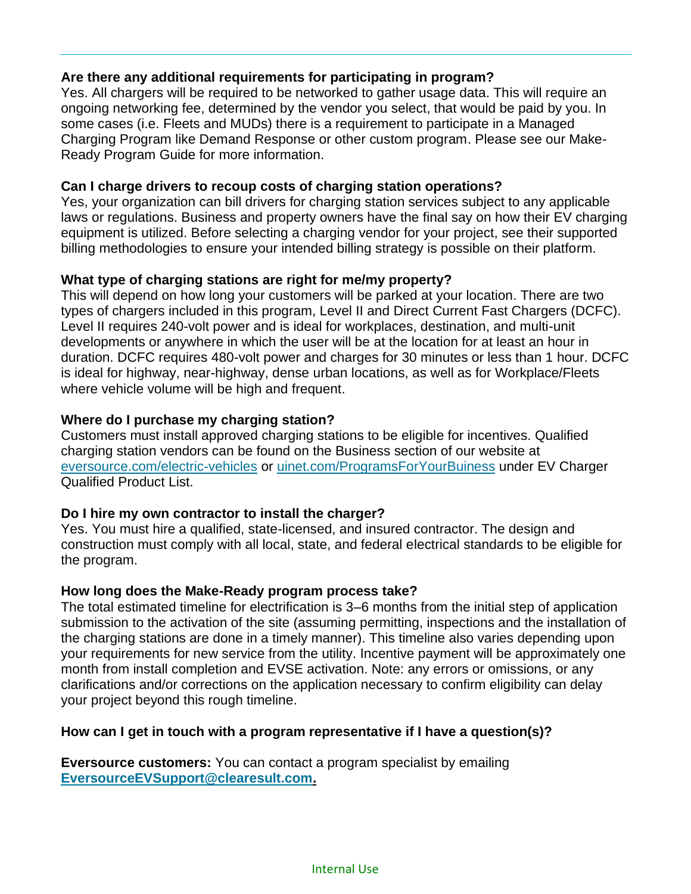**Are there any additional requirements for participating in program?**

Yes. All chargers will be required to be networked to gather usage data. This will require an ongoing networking fee, determined by the vendor you select, that would be paid by you. In some cases (i.e. Fleets and MUDs) there is a requirement to participate in a Managed Charging Program like Demand Response or other custom program. Please see our Make-Ready Program Guide for more information.

**Can I charge drivers to recoup costs of charging station operations?**

Yes, your organization can bill drivers for charging station services subject to any applicable laws or regulations. Business and property owners have the final say on how their EV charging equipment is utilized. Before selecting a charging vendor for your project, see their supported billing methodologies to ensure your intended billing strategy is possible on their platform.

**What type of charging stations are right for me/my property?**

This will depend on how long your customers will be parked at your location. There are two types of chargers included in this program, Level II and Direct Current Fast Chargers (DCFC). Level II requires 240-volt power and is ideal for workplaces, destination, and multi-unit developments or anywhere in which the user will be at the location for at least an hour in duration. DCFC requires 480-volt power and charges for 30 minutes or less than 1 hour. DCFC is ideal for highway, near-highway, dense urban locations, as well as for Workplace/Fleets where vehicle volume will be high and frequent.

**Where do I purchase my charging station?**

Customers must install approved charging stations to be eligible for incentives. Qualified charging station vendors can be found on the Business section of our website at [eversource.com/electric-vehicles](eversource.com/electric-vehicles) or [uinet.com/ProgramsForYourBuiness](uinet.com/ProgramsForYourBuiness) under EV Charger Qualified Product List.

**Do I hire my own contractor to install the charger?**

Yes. You must hire a qualified, state-licensed, and insured contractor. The design and construction must comply with all local, state, and federal electrical standards to be eligible for the program.

**How long does the Make-Ready program process take?**

The total estimated timeline for electrification is 3–6 months from the initial step of application submission to the activation of the site (assuming permitting, inspections and the installation of the charging stations are done in a timely manner). This timeline also varies depending upon your requirements for new service from the utility. Incentive payment will be approximately one month from install completion and EVSE activation. Note: any errors or omissions, or any clarifications and/or corrections on the application necessary to confirm eligibility can delay your project beyond this rough timeline.

**How can I get in touch with a program representative if I have a question(s)?**

**Eversource customers:** You can contact a program specialist by emailing **[EversourceEVSupport@clearesult.com](mailto:EversourceEVSupport@clearesult.com).**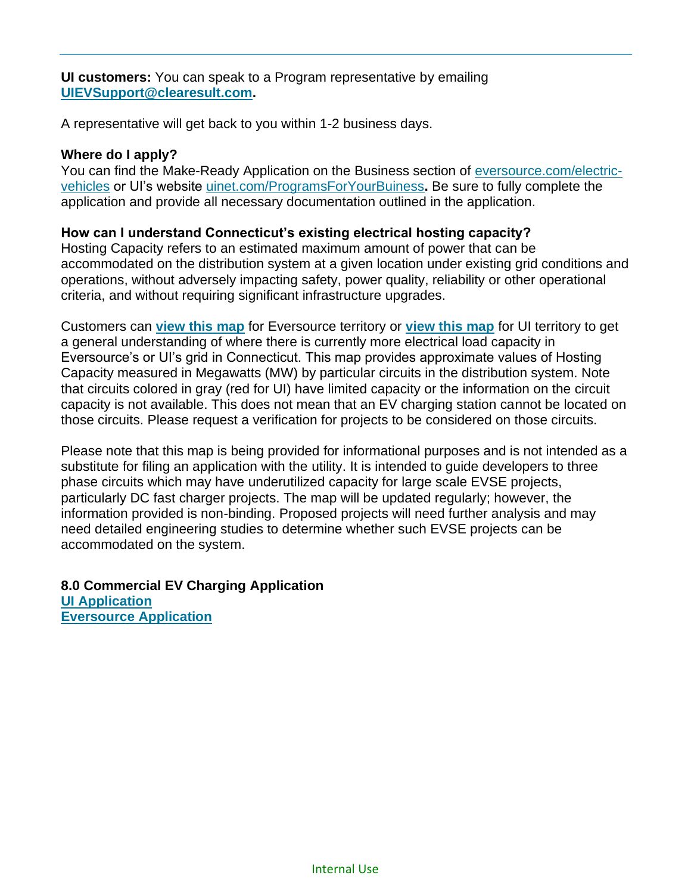**UI customers:** You can speak to a Program representative by emailing **UIEVSupport@clearesult.com.**

A representative will get back to you within 1-2 business days.

**Where do I apply?**
You can find the Make-Ready Application on the Business section of eversource.com/electric-vehicles or UI's website uinet.com/ProgramsForYourBuiness**.** Be sure to fully complete the application and provide all necessary documentation outlined in the application.

**How can I understand Connecticut's existing electrical hosting capacity?**
Hosting Capacity refers to an estimated maximum amount of power that can be accommodated on the distribution system at a given location under existing grid conditions and operations, without adversely impacting safety, power quality, reliability or other operational criteria, and without requiring significant infrastructure upgrades.

Customers can **view this map** for Eversource territory or **view this map** for UI territory to get a general understanding of where there is currently more electrical load capacity in Eversource's or UI's grid in Connecticut. This map provides approximate values of Hosting Capacity measured in Megawatts (MW) by particular circuits in the distribution system. Note that circuits colored in gray (red for UI) have limited capacity or the information on the circuit capacity is not available. This does not mean that an EV charging station cannot be located on those circuits. Please request a verification for projects to be considered on those circuits.

Please note that this map is being provided for informational purposes and is not intended as a substitute for filing an application with the utility. It is intended to guide developers to three phase circuits which may have underutilized capacity for large scale EVSE projects, particularly DC fast charger projects. The map will be updated regularly; however, the information provided is non-binding. Proposed projects will need further analysis and may need detailed engineering studies to determine whether such EVSE projects can be accommodated on the system.

**8.0 Commercial EV Charging Application**
**UI Application**
**Eversource Application**